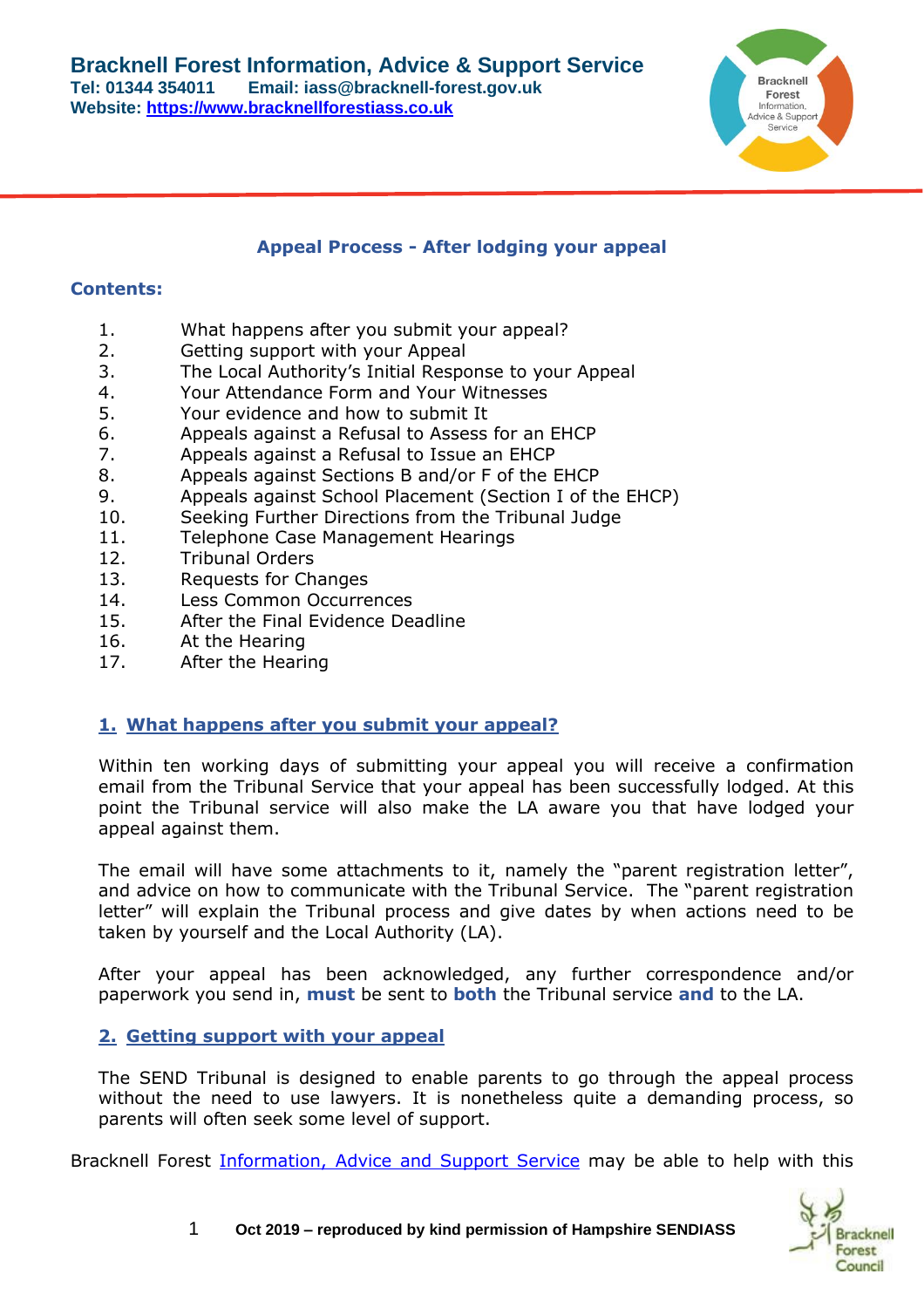**Bracknell Forest Information, Advice & Support Service**
**Tel: 01344 354011 Email: iass@bracknell-forest.gov.uk**
**Website: [https://www.bracknellforestiass.co.uk](https://www.bracknellforestiass.co.uk)**

# Appeal Process - After lodging your appeal

## Contents:

1. What happens after you submit your appeal?
2. Getting support with your Appeal
3. The Local Authority's Initial Response to your Appeal
4. Your Attendance Form and Your Witnesses
5. Your evidence and how to submit It
6. Appeals against a Refusal to Assess for an EHCP
7. Appeals against a Refusal to Issue an EHCP
8. Appeals against Sections B and/or F of the EHCP
9. Appeals against School Placement (Section I of the EHCP)
10. Seeking Further Directions from the Tribunal Judge
11. Telephone Case Management Hearings
12. Tribunal Orders
13. Requests for Changes
14. Less Common Occurrences
15. After the Final Evidence Deadline
16. At the Hearing
17. After the Hearing

## 1. What happens after you submit your appeal?

Within ten working days of submitting your appeal you will receive a confirmation email from the Tribunal Service that your appeal has been successfully lodged. At this point the Tribunal service will also make the LA aware you that have lodged your appeal against them.

The email will have some attachments to it, namely the "parent registration letter", and advice on how to communicate with the Tribunal Service. The "parent registration letter" will explain the Tribunal process and give dates by when actions need to be taken by yourself and the Local Authority (LA).

After your appeal has been acknowledged, any further correspondence and/or paperwork you send in, **must** be sent to **both** the Tribunal service **and** to the LA.

## 2. Getting support with your appeal

The SEND Tribunal is designed to enable parents to go through the appeal process without the need to use lawyers. It is nonetheless quite a demanding process, so parents will often seek some level of support.

Bracknell Forest Information, Advice and Support Service may be able to help with this

Oct 2019 – reproduced by kind permission of Hampshire SENDIASS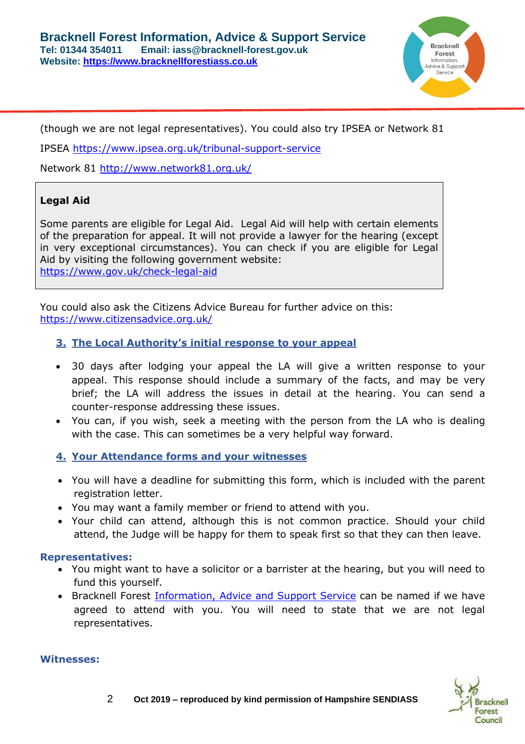(though we are not legal representatives). You could also try IPSEA or Network 81

IPSEA https://www.ipsea.org.uk/tribunal-support-service

Network 81 http://www.network81.org.uk/

> **Legal Aid**
>
> Some parents are eligible for Legal Aid. Legal Aid will help with certain elements of the preparation for appeal. It will not provide a lawyer for the hearing (except in very exceptional circumstances). You can check if you are eligible for Legal Aid by visiting the following government website: https://www.gov.uk/check-legal-aid

You could also ask the Citizens Advice Bureau for further advice on this: https://www.citizensadvice.org.uk/

## 3. The Local Authority's initial response to your appeal

- 30 days after lodging your appeal the LA will give a written response to your appeal. This response should include a summary of the facts, and may be very brief; the LA will address the issues in detail at the hearing. You can send a counter-response addressing these issues.
- You can, if you wish, seek a meeting with the person from the LA who is dealing with the case. This can sometimes be a very helpful way forward.

## 4. Your Attendance forms and your witnesses

- You will have a deadline for submitting this form, which is included with the parent registration letter.
- You may want a family member or friend to attend with you.
- Your child can attend, although this is not common practice. Should your child attend, the Judge will be happy for them to speak first so that they can then leave.

### Representatives:

- You might want to have a solicitor or a barrister at the hearing, but you will need to fund this yourself.
- Bracknell Forest Information, Advice and Support Service can be named if we have agreed to attend with you. You will need to state that we are not legal representatives.

### Witnesses: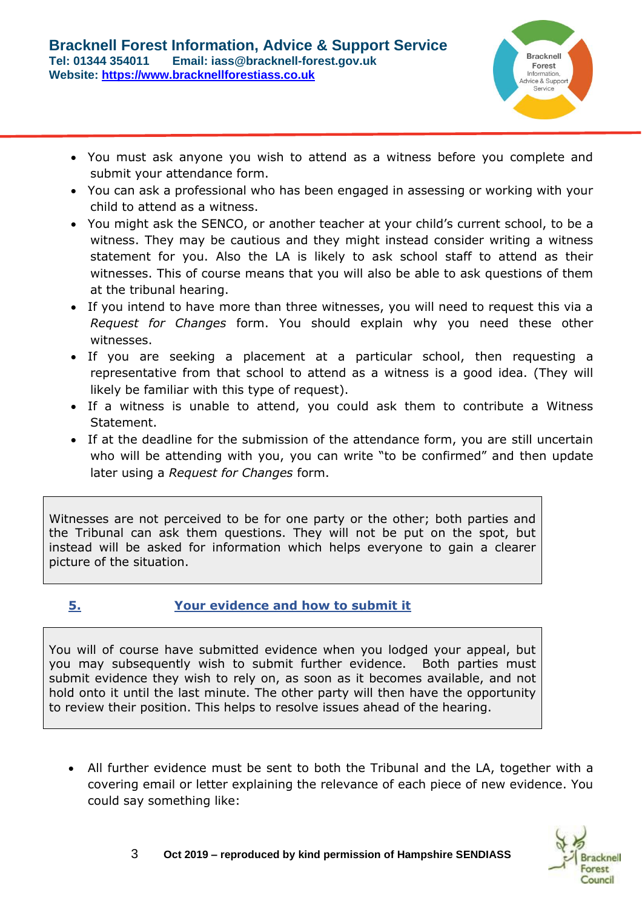- You must ask anyone you wish to attend as a witness before you complete and submit your attendance form.
- You can ask a professional who has been engaged in assessing or working with your child to attend as a witness.
- You might ask the SENCO, or another teacher at your child's current school, to be a witness. They may be cautious and they might instead consider writing a witness statement for you. Also the LA is likely to ask school staff to attend as their witnesses. This of course means that you will also be able to ask questions of them at the tribunal hearing.
- If you intend to have more than three witnesses, you will need to request this via a *Request for Changes* form. You should explain why you need these other witnesses.
- If you are seeking a placement at a particular school, then requesting a representative from that school to attend as a witness is a good idea. (They will likely be familiar with this type of request).
- If a witness is unable to attend, you could ask them to contribute a Witness Statement.
- If at the deadline for the submission of the attendance form, you are still uncertain who will be attending with you, you can write "to be confirmed" and then update later using a *Request for Changes* form.

Witnesses are not perceived to be for one party or the other; both parties and the Tribunal can ask them questions. They will not be put on the spot, but instead will be asked for information which helps everyone to gain a clearer picture of the situation.

## 5. Your evidence and how to submit it

You will of course have submitted evidence when you lodged your appeal, but you may subsequently wish to submit further evidence. Both parties must submit evidence they wish to rely on, as soon as it becomes available, and not hold onto it until the last minute. The other party will then have the opportunity to review their position. This helps to resolve issues ahead of the hearing.

- All further evidence must be sent to both the Tribunal and the LA, together with a covering email or letter explaining the relevance of each piece of new evidence. You could say something like: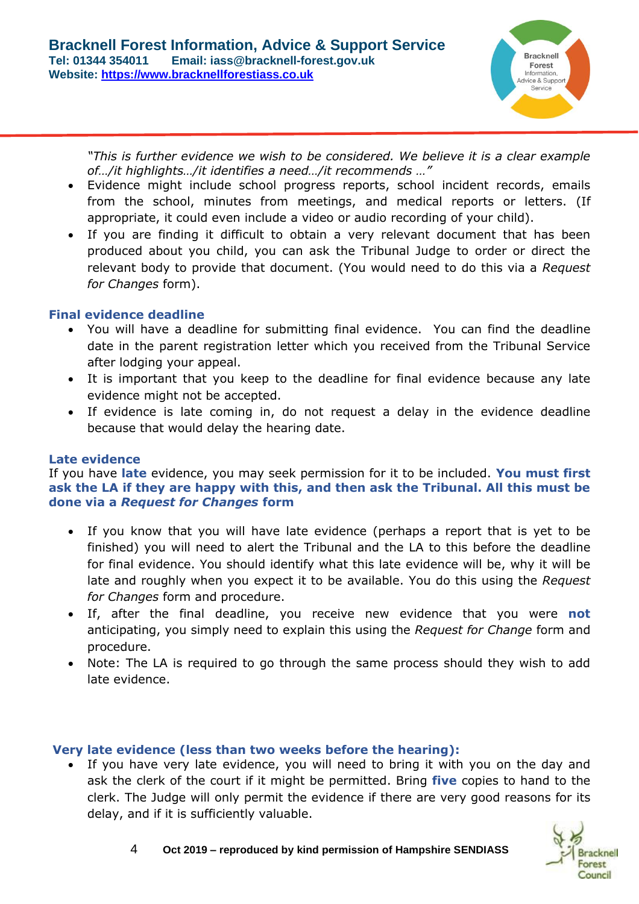*"This is further evidence we wish to be considered. We believe it is a clear example of…/it highlights…/it identifies a need…/it recommends …"*

- Evidence might include school progress reports, school incident records, emails from the school, minutes from meetings, and medical reports or letters. (If appropriate, it could even include a video or audio recording of your child).
- If you are finding it difficult to obtain a very relevant document that has been produced about you child, you can ask the Tribunal Judge to order or direct the relevant body to provide that document. (You would need to do this via a *Request for Changes* form).

### Final evidence deadline

- You will have a deadline for submitting final evidence. You can find the deadline date in the parent registration letter which you received from the Tribunal Service after lodging your appeal.
- It is important that you keep to the deadline for final evidence because any late evidence might not be accepted.
- If evidence is late coming in, do not request a delay in the evidence deadline because that would delay the hearing date.

### Late evidence

If you have **late** evidence, you may seek permission for it to be included. **You must first ask the LA if they are happy with this, and then ask the Tribunal. All this must be done via a *Request for Changes* form**

- If you know that you will have late evidence (perhaps a report that is yet to be finished) you will need to alert the Tribunal and the LA to this before the deadline for final evidence. You should identify what this late evidence will be, why it will be late and roughly when you expect it to be available. You do this using the *Request for Changes* form and procedure.
- If, after the final deadline, you receive new evidence that you were **not** anticipating, you simply need to explain this using the *Request for Change* form and procedure.
- Note: The LA is required to go through the same process should they wish to add late evidence.

### Very late evidence (less than two weeks before the hearing):

- If you have very late evidence, you will need to bring it with you on the day and ask the clerk of the court if it might be permitted. Bring **five** copies to hand to the clerk. The Judge will only permit the evidence if there are very good reasons for its delay, and if it is sufficiently valuable.

Oct 2019 – reproduced by kind permission of Hampshire SENDIASS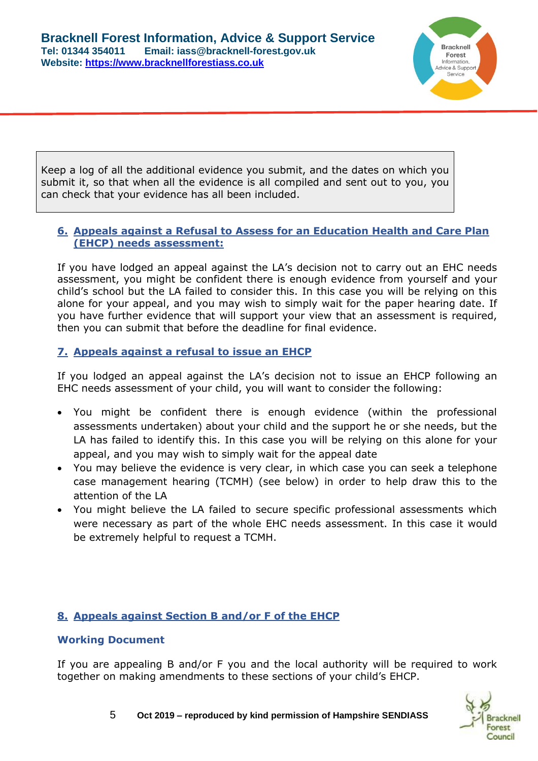Keep a log of all the additional evidence you submit, and the dates on which you submit it, so that when all the evidence is all compiled and sent out to you, you can check that your evidence has all been included.

## 6. Appeals against a Refusal to Assess for an Education Health and Care Plan (EHCP) needs assessment:

If you have lodged an appeal against the LA's decision not to carry out an EHC needs assessment, you might be confident there is enough evidence from yourself and your child's school but the LA failed to consider this. In this case you will be relying on this alone for your appeal, and you may wish to simply wait for the paper hearing date. If you have further evidence that will support your view that an assessment is required, then you can submit that before the deadline for final evidence.

## 7. Appeals against a refusal to issue an EHCP

If you lodged an appeal against the LA's decision not to issue an EHCP following an EHC needs assessment of your child, you will want to consider the following:

- You might be confident there is enough evidence (within the professional assessments undertaken) about your child and the support he or she needs, but the LA has failed to identify this. In this case you will be relying on this alone for your appeal, and you may wish to simply wait for the appeal date
- You may believe the evidence is very clear, in which case you can seek a telephone case management hearing (TCMH) (see below) in order to help draw this to the attention of the LA
- You might believe the LA failed to secure specific professional assessments which were necessary as part of the whole EHC needs assessment. In this case it would be extremely helpful to request a TCMH.

## 8. Appeals against Section B and/or F of the EHCP

### Working Document

If you are appealing B and/or F you and the local authority will be required to work together on making amendments to these sections of your child's EHCP.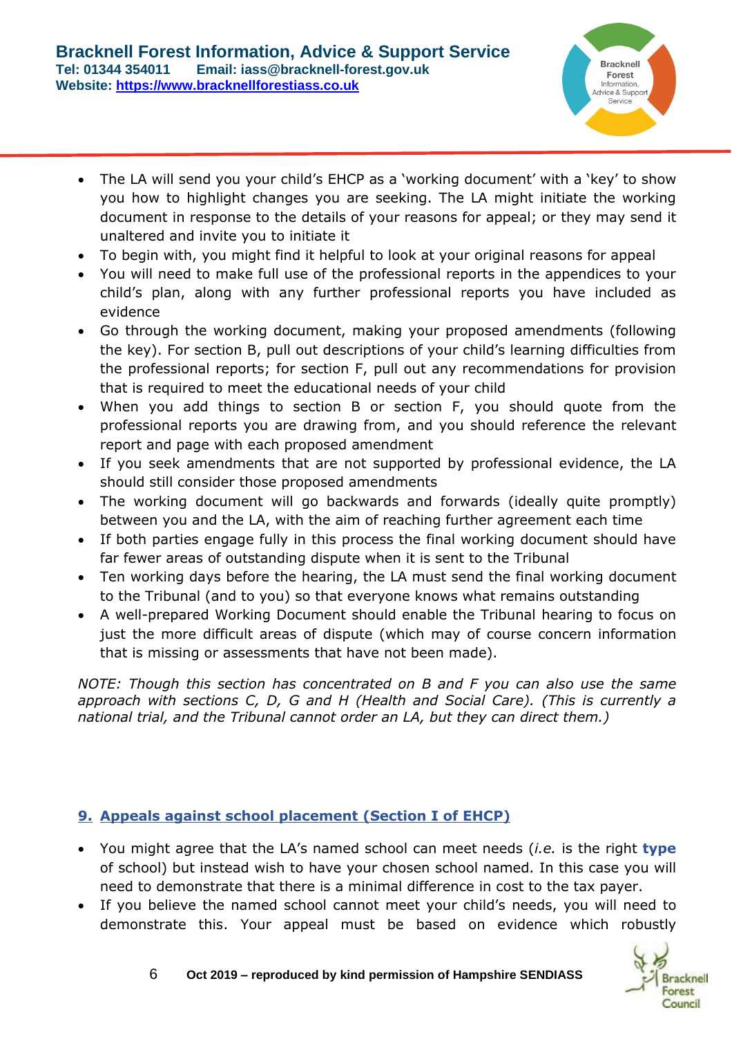- The LA will send you your child's EHCP as a 'working document' with a 'key' to show you how to highlight changes you are seeking. The LA might initiate the working document in response to the details of your reasons for appeal; or they may send it unaltered and invite you to initiate it
- To begin with, you might find it helpful to look at your original reasons for appeal
- You will need to make full use of the professional reports in the appendices to your child's plan, along with any further professional reports you have included as evidence
- Go through the working document, making your proposed amendments (following the key). For section B, pull out descriptions of your child's learning difficulties from the professional reports; for section F, pull out any recommendations for provision that is required to meet the educational needs of your child
- When you add things to section B or section F, you should quote from the professional reports you are drawing from, and you should reference the relevant report and page with each proposed amendment
- If you seek amendments that are not supported by professional evidence, the LA should still consider those proposed amendments
- The working document will go backwards and forwards (ideally quite promptly) between you and the LA, with the aim of reaching further agreement each time
- If both parties engage fully in this process the final working document should have far fewer areas of outstanding dispute when it is sent to the Tribunal
- Ten working days before the hearing, the LA must send the final working document to the Tribunal (and to you) so that everyone knows what remains outstanding
- A well-prepared Working Document should enable the Tribunal hearing to focus on just the more difficult areas of dispute (which may of course concern information that is missing or assessments that have not been made).

*NOTE: Though this section has concentrated on B and F you can also use the same approach with sections C, D, G and H (Health and Social Care). (This is currently a national trial, and the Tribunal cannot order an LA, but they can direct them.)*

## 9. Appeals against school placement (Section I of EHCP)

- You might agree that the LA's named school can meet needs (*i.e.* is the right **type** of school) but instead wish to have your chosen school named. In this case you will need to demonstrate that there is a minimal difference in cost to the tax payer.
- If you believe the named school cannot meet your child's needs, you will need to demonstrate this. Your appeal must be based on evidence which robustly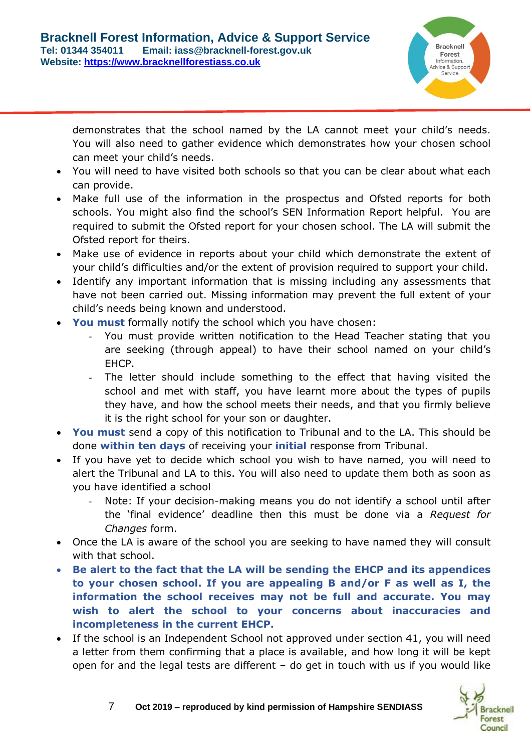demonstrates that the school named by the LA cannot meet your child's needs. You will also need to gather evidence which demonstrates how your chosen school can meet your child's needs.

- You will need to have visited both schools so that you can be clear about what each can provide.
- Make full use of the information in the prospectus and Ofsted reports for both schools. You might also find the school's SEN Information Report helpful. You are required to submit the Ofsted report for your chosen school. The LA will submit the Ofsted report for theirs.
- Make use of evidence in reports about your child which demonstrate the extent of your child's difficulties and/or the extent of provision required to support your child.
- Identify any important information that is missing including any assessments that have not been carried out. Missing information may prevent the full extent of your child's needs being known and understood.
- **You must** formally notify the school which you have chosen:
  - You must provide written notification to the Head Teacher stating that you are seeking (through appeal) to have their school named on your child's EHCP.
  - The letter should include something to the effect that having visited the school and met with staff, you have learnt more about the types of pupils they have, and how the school meets their needs, and that you firmly believe it is the right school for your son or daughter.
- **You must** send a copy of this notification to Tribunal and to the LA. This should be done **within ten days** of receiving your **initial** response from Tribunal.
- If you have yet to decide which school you wish to have named, you will need to alert the Tribunal and LA to this. You will also need to update them both as soon as you have identified a school
  - Note: If your decision-making means you do not identify a school until after the 'final evidence' deadline then this must be done via a *Request for Changes* form.
- Once the LA is aware of the school you are seeking to have named they will consult with that school.
- **Be alert to the fact that the LA will be sending the EHCP and its appendices to your chosen school. If you are appealing B and/or F as well as I, the information the school receives may not be full and accurate. You may wish to alert the school to your concerns about inaccuracies and incompleteness in the current EHCP.**
- If the school is an Independent School not approved under section 41, you will need a letter from them confirming that a place is available, and how long it will be kept open for and the legal tests are different – do get in touch with us if you would like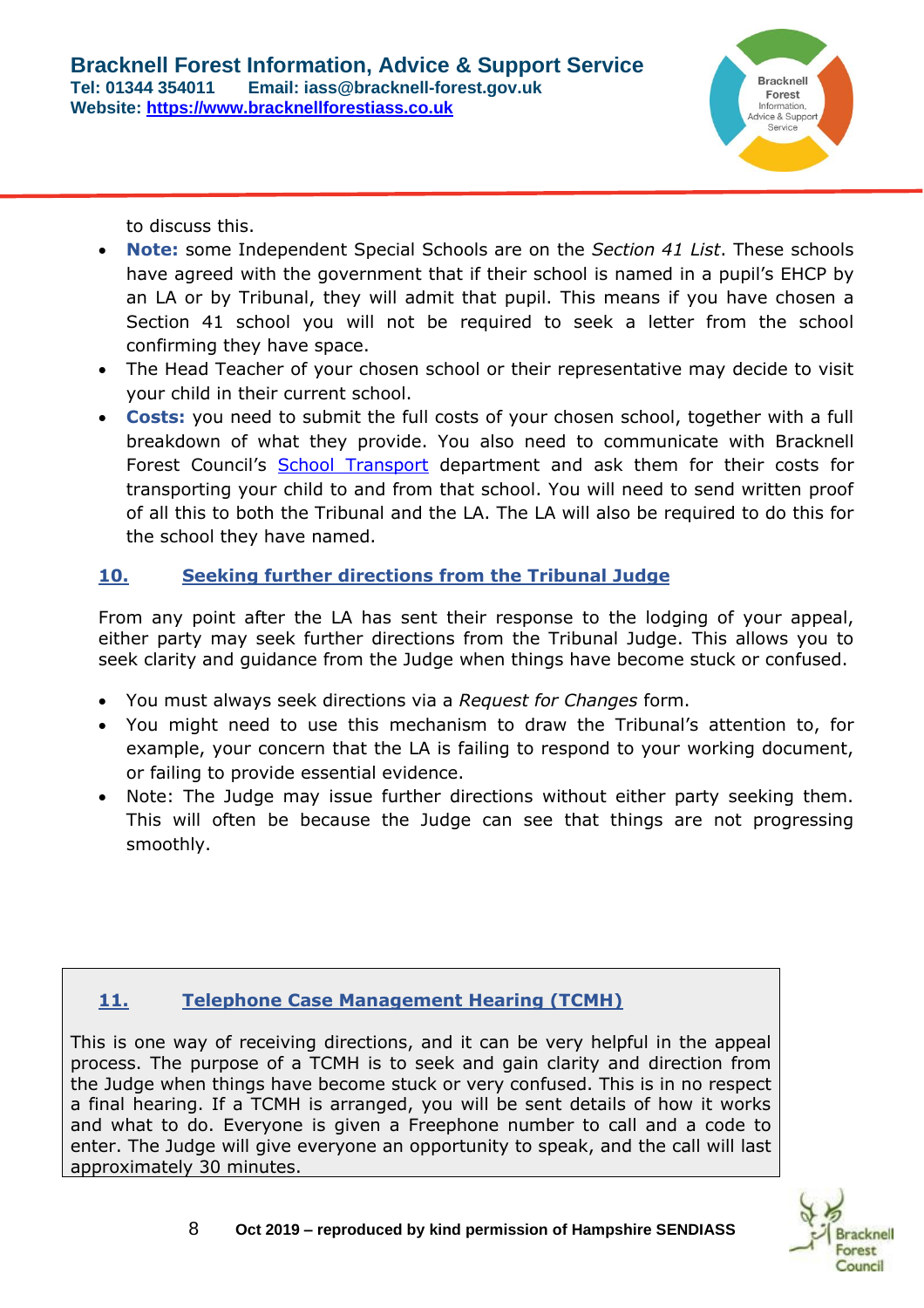to discuss this.

- **Note:** some Independent Special Schools are on the *Section 41 List*. These schools have agreed with the government that if their school is named in a pupil's EHCP by an LA or by Tribunal, they will admit that pupil. This means if you have chosen a Section 41 school you will not be required to seek a letter from the school confirming they have space.
- The Head Teacher of your chosen school or their representative may decide to visit your child in their current school.
- **Costs:** you need to submit the full costs of your chosen school, together with a full breakdown of what they provide. You also need to communicate with Bracknell Forest Council's School Transport department and ask them for their costs for transporting your child to and from that school. You will need to send written proof of all this to both the Tribunal and the LA. The LA will also be required to do this for the school they have named.

## 10. Seeking further directions from the Tribunal Judge

From any point after the LA has sent their response to the lodging of your appeal, either party may seek further directions from the Tribunal Judge. This allows you to seek clarity and guidance from the Judge when things have become stuck or confused.

- You must always seek directions via a *Request for Changes* form.
- You might need to use this mechanism to draw the Tribunal's attention to, for example, your concern that the LA is failing to respond to your working document, or failing to provide essential evidence.
- Note: The Judge may issue further directions without either party seeking them. This will often be because the Judge can see that things are not progressing smoothly.

## 11. Telephone Case Management Hearing (TCMH)

This is one way of receiving directions, and it can be very helpful in the appeal process. The purpose of a TCMH is to seek and gain clarity and direction from the Judge when things have become stuck or very confused. This is in no respect a final hearing. If a TCMH is arranged, you will be sent details of how it works and what to do. Everyone is given a Freephone number to call and a code to enter. The Judge will give everyone an opportunity to speak, and the call will last approximately 30 minutes.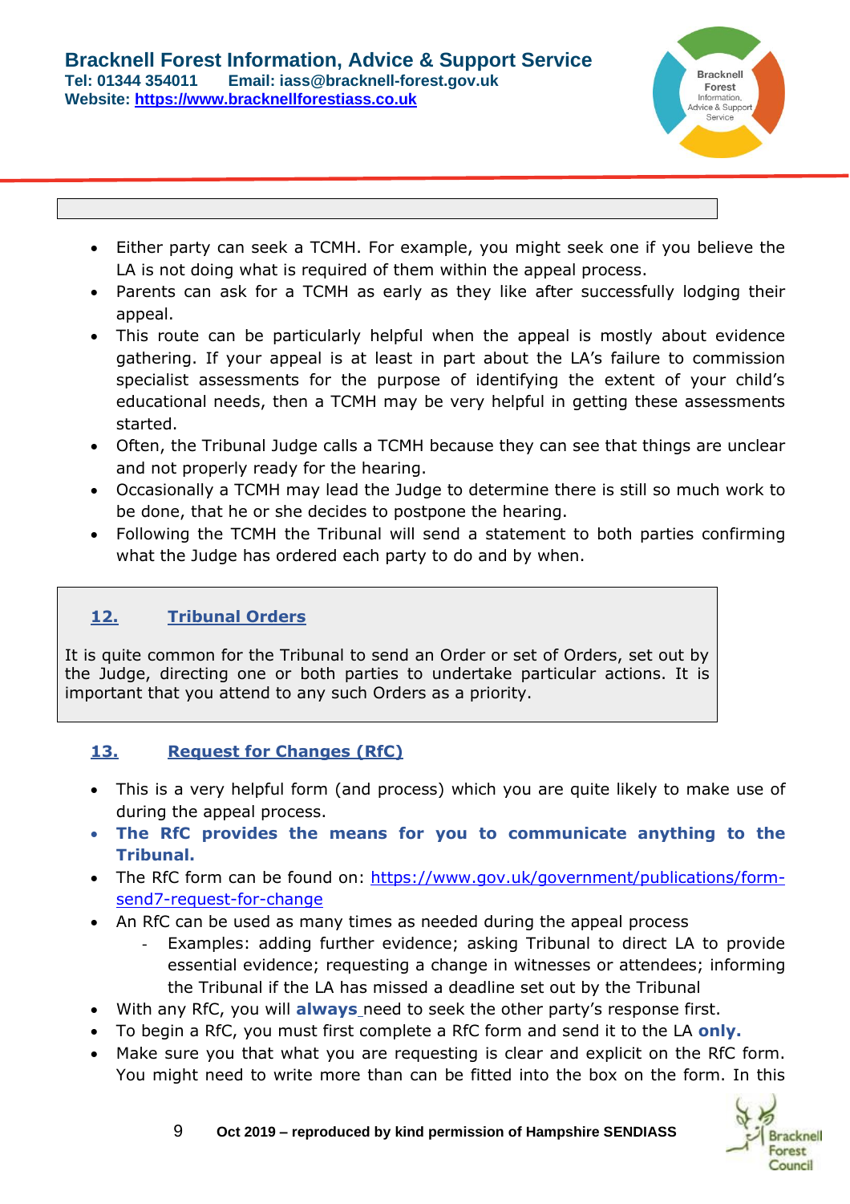- Either party can seek a TCMH. For example, you might seek one if you believe the LA is not doing what is required of them within the appeal process.
- Parents can ask for a TCMH as early as they like after successfully lodging their appeal.
- This route can be particularly helpful when the appeal is mostly about evidence gathering. If your appeal is at least in part about the LA's failure to commission specialist assessments for the purpose of identifying the extent of your child's educational needs, then a TCMH may be very helpful in getting these assessments started.
- Often, the Tribunal Judge calls a TCMH because they can see that things are unclear and not properly ready for the hearing.
- Occasionally a TCMH may lead the Judge to determine there is still so much work to be done, that he or she decides to postpone the hearing.
- Following the TCMH the Tribunal will send a statement to both parties confirming what the Judge has ordered each party to do and by when.

## 12. Tribunal Orders

It is quite common for the Tribunal to send an Order or set of Orders, set out by the Judge, directing one or both parties to undertake particular actions. It is important that you attend to any such Orders as a priority.

## 13. Request for Changes (RfC)

- This is a very helpful form (and process) which you are quite likely to make use of during the appeal process.
- **The RfC provides the means for you to communicate anything to the Tribunal.**
- The RfC form can be found on: https://www.gov.uk/government/publications/form-send7-request-for-change
- An RfC can be used as many times as needed during the appeal process
  - Examples: adding further evidence; asking Tribunal to direct LA to provide essential evidence; requesting a change in witnesses or attendees; informing the Tribunal if the LA has missed a deadline set out by the Tribunal
- With any RfC, you will **always** need to seek the other party's response first.
- To begin a RfC, you must first complete a RfC form and send it to the LA **only.**
- Make sure you that what you are requesting is clear and explicit on the RfC form. You might need to write more than can be fitted into the box on the form. In this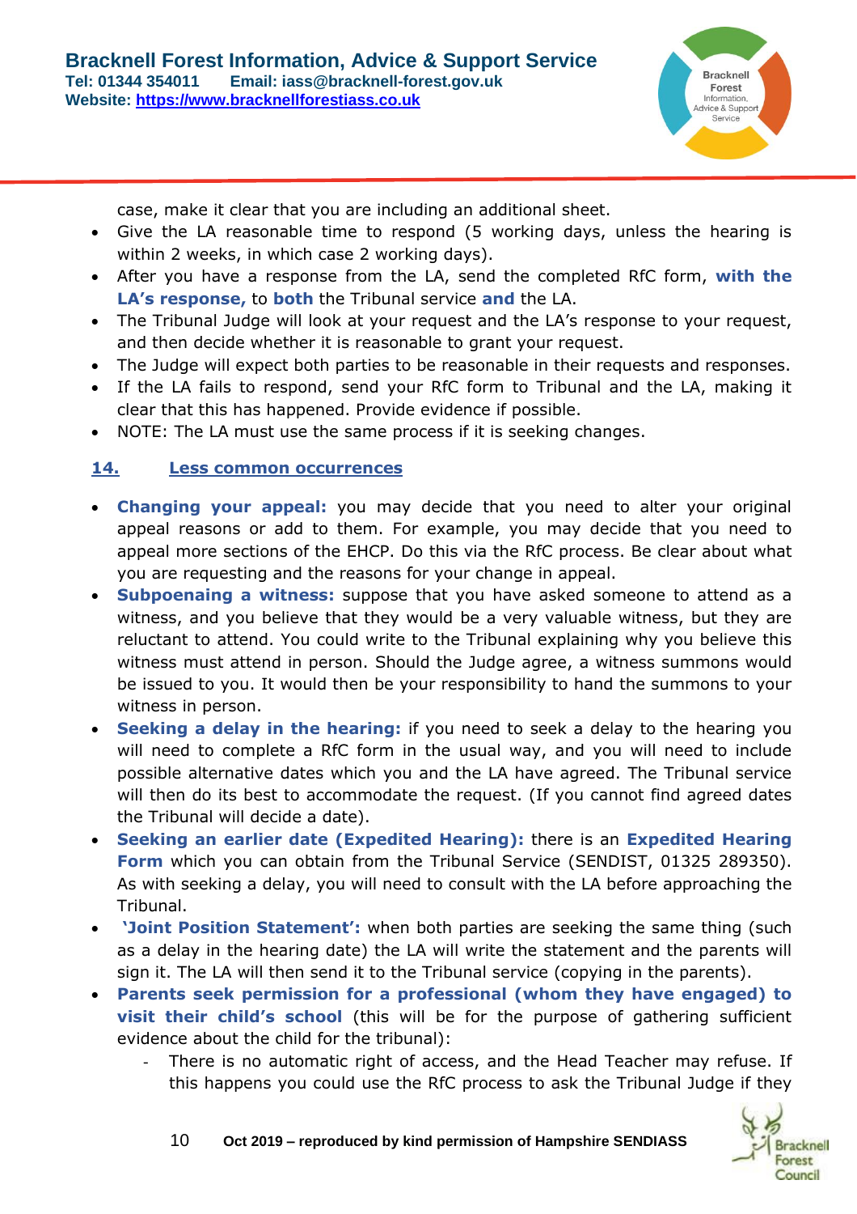case, make it clear that you are including an additional sheet.

- Give the LA reasonable time to respond (5 working days, unless the hearing is within 2 weeks, in which case 2 working days).
- After you have a response from the LA, send the completed RfC form, **with the LA's response,** to **both** the Tribunal service **and** the LA.
- The Tribunal Judge will look at your request and the LA's response to your request, and then decide whether it is reasonable to grant your request.
- The Judge will expect both parties to be reasonable in their requests and responses.
- If the LA fails to respond, send your RfC form to Tribunal and the LA, making it clear that this has happened. Provide evidence if possible.
- NOTE: The LA must use the same process if it is seeking changes.

## 14. Less common occurrences

- **Changing your appeal:** you may decide that you need to alter your original appeal reasons or add to them. For example, you may decide that you need to appeal more sections of the EHCP. Do this via the RfC process. Be clear about what you are requesting and the reasons for your change in appeal.
- **Subpoenaing a witness:** suppose that you have asked someone to attend as a witness, and you believe that they would be a very valuable witness, but they are reluctant to attend. You could write to the Tribunal explaining why you believe this witness must attend in person. Should the Judge agree, a witness summons would be issued to you. It would then be your responsibility to hand the summons to your witness in person.
- **Seeking a delay in the hearing:** if you need to seek a delay to the hearing you will need to complete a RfC form in the usual way, and you will need to include possible alternative dates which you and the LA have agreed. The Tribunal service will then do its best to accommodate the request. (If you cannot find agreed dates the Tribunal will decide a date).
- **Seeking an earlier date (Expedited Hearing):** there is an **Expedited Hearing Form** which you can obtain from the Tribunal Service (SENDIST, 01325 289350). As with seeking a delay, you will need to consult with the LA before approaching the Tribunal.
- **'Joint Position Statement':** when both parties are seeking the same thing (such as a delay in the hearing date) the LA will write the statement and the parents will sign it. The LA will then send it to the Tribunal service (copying in the parents).
- **Parents seek permission for a professional (whom they have engaged) to visit their child's school** (this will be for the purpose of gathering sufficient evidence about the child for the tribunal):
  - There is no automatic right of access, and the Head Teacher may refuse. If this happens you could use the RfC process to ask the Tribunal Judge if they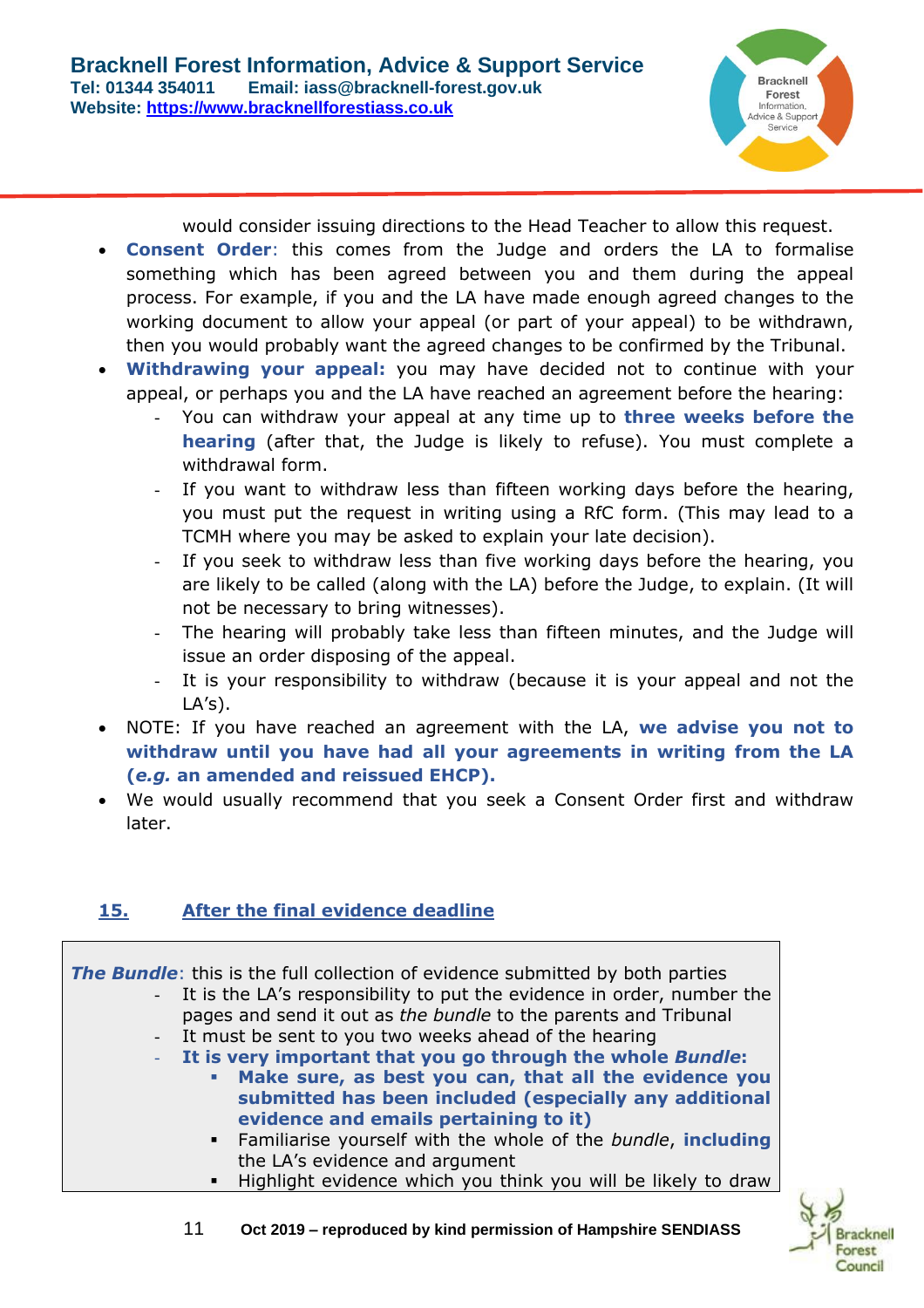would consider issuing directions to the Head Teacher to allow this request.

- **Consent Order**: this comes from the Judge and orders the LA to formalise something which has been agreed between you and them during the appeal process. For example, if you and the LA have made enough agreed changes to the working document to allow your appeal (or part of your appeal) to be withdrawn, then you would probably want the agreed changes to be confirmed by the Tribunal.
- **Withdrawing your appeal:** you may have decided not to continue with your appeal, or perhaps you and the LA have reached an agreement before the hearing:
  - You can withdraw your appeal at any time up to **three weeks before the hearing** (after that, the Judge is likely to refuse). You must complete a withdrawal form.
  - If you want to withdraw less than fifteen working days before the hearing, you must put the request in writing using a RfC form. (This may lead to a TCMH where you may be asked to explain your late decision).
  - If you seek to withdraw less than five working days before the hearing, you are likely to be called (along with the LA) before the Judge, to explain. (It will not be necessary to bring witnesses).
  - The hearing will probably take less than fifteen minutes, and the Judge will issue an order disposing of the appeal.
  - It is your responsibility to withdraw (because it is your appeal and not the LA's).
- NOTE: If you have reached an agreement with the LA, **we advise you not to withdraw until you have had all your agreements in writing from the LA (*e.g.* an amended and reissued EHCP).**
- We would usually recommend that you seek a Consent Order first and withdraw later.

## 15. After the final evidence deadline

***The Bundle***: this is the full collection of evidence submitted by both parties

- It is the LA's responsibility to put the evidence in order, number the pages and send it out as *the bundle* to the parents and Tribunal
- It must be sent to you two weeks ahead of the hearing
- **It is very important that you go through the whole *Bundle*:**
  - **Make sure, as best you can, that all the evidence you submitted has been included (especially any additional evidence and emails pertaining to it)**
  - Familiarise yourself with the whole of the *bundle*, **including** the LA's evidence and argument
  - Highlight evidence which you think you will be likely to draw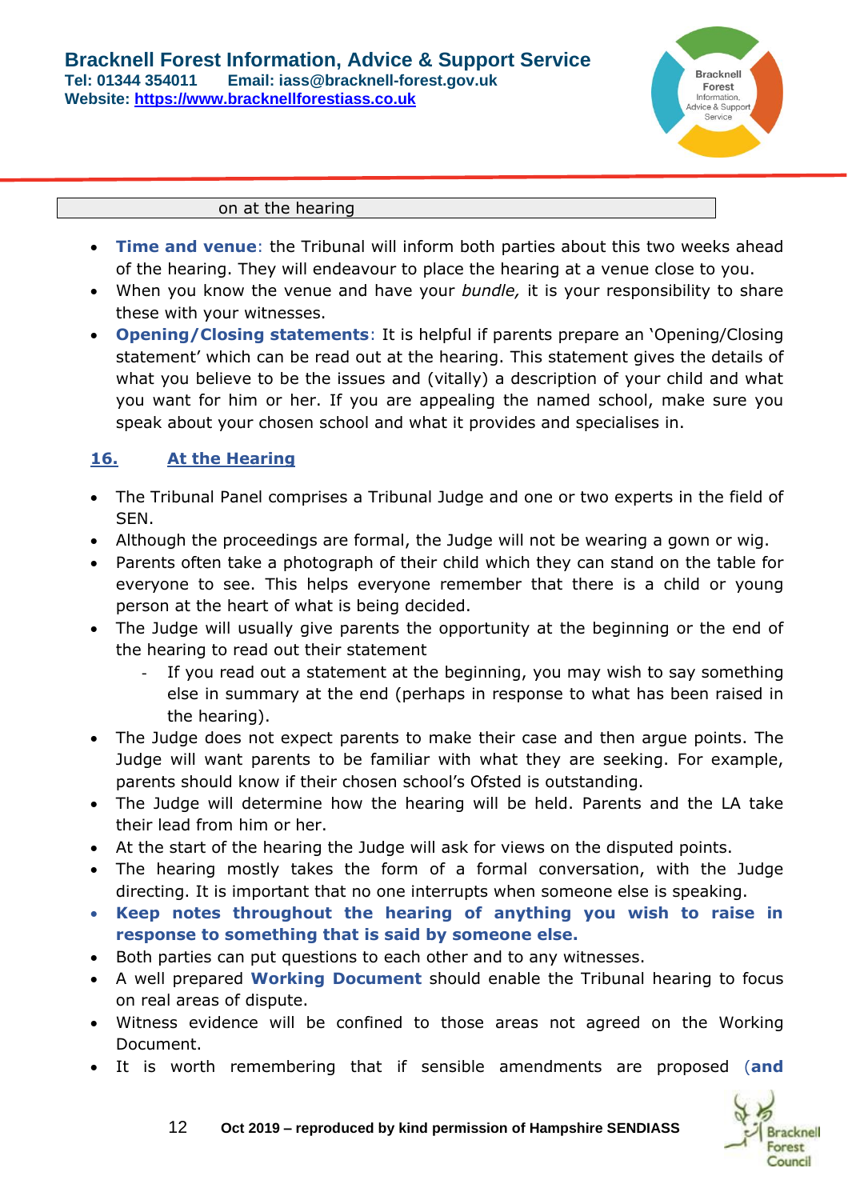| on at the hearing |
|---|

- **Time and venue**: the Tribunal will inform both parties about this two weeks ahead of the hearing. They will endeavour to place the hearing at a venue close to you.
- When you know the venue and have your *bundle,* it is your responsibility to share these with your witnesses.
- **Opening/Closing statements**: It is helpful if parents prepare an 'Opening/Closing statement' which can be read out at the hearing. This statement gives the details of what you believe to be the issues and (vitally) a description of your child and what you want for him or her. If you are appealing the named school, make sure you speak about your chosen school and what it provides and specialises in.

## 16. At the Hearing

- The Tribunal Panel comprises a Tribunal Judge and one or two experts in the field of SEN.
- Although the proceedings are formal, the Judge will not be wearing a gown or wig.
- Parents often take a photograph of their child which they can stand on the table for everyone to see. This helps everyone remember that there is a child or young person at the heart of what is being decided.
- The Judge will usually give parents the opportunity at the beginning or the end of the hearing to read out their statement
  - If you read out a statement at the beginning, you may wish to say something else in summary at the end (perhaps in response to what has been raised in the hearing).
- The Judge does not expect parents to make their case and then argue points. The Judge will want parents to be familiar with what they are seeking. For example, parents should know if their chosen school's Ofsted is outstanding.
- The Judge will determine how the hearing will be held. Parents and the LA take their lead from him or her.
- At the start of the hearing the Judge will ask for views on the disputed points.
- The hearing mostly takes the form of a formal conversation, with the Judge directing. It is important that no one interrupts when someone else is speaking.
- **Keep notes throughout the hearing of anything you wish to raise in response to something that is said by someone else.**
- Both parties can put questions to each other and to any witnesses.
- A well prepared **Working Document** should enable the Tribunal hearing to focus on real areas of dispute.
- Witness evidence will be confined to those areas not agreed on the Working Document.
- It is worth remembering that if sensible amendments are proposed (**and**

Oct 2019 – reproduced by kind permission of Hampshire SENDIASS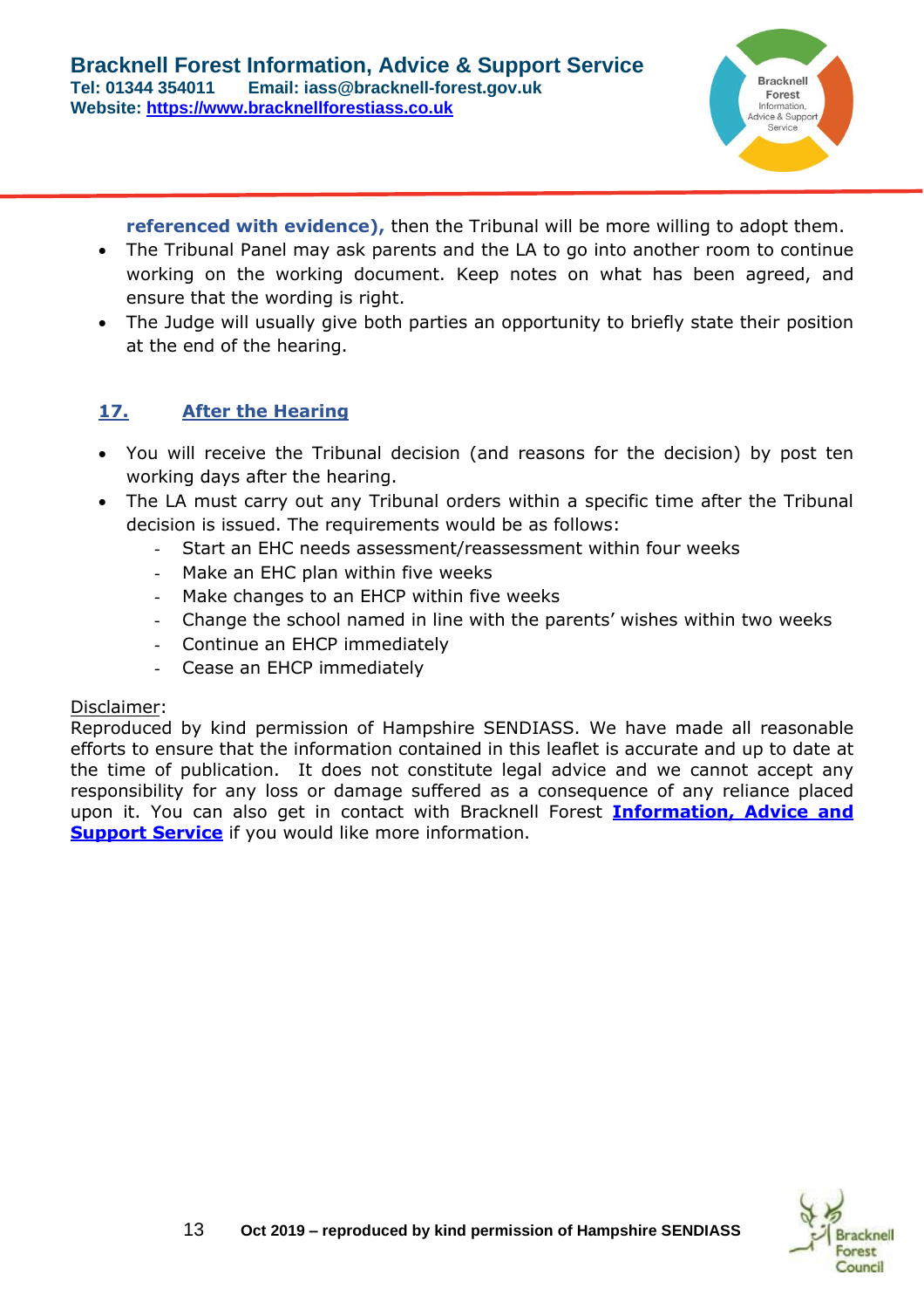**referenced with evidence),** then the Tribunal will be more willing to adopt them.

- The Tribunal Panel may ask parents and the LA to go into another room to continue working on the working document. Keep notes on what has been agreed, and ensure that the wording is right.
- The Judge will usually give both parties an opportunity to briefly state their position at the end of the hearing.

## 17. After the Hearing

- You will receive the Tribunal decision (and reasons for the decision) by post ten working days after the hearing.
- The LA must carry out any Tribunal orders within a specific time after the Tribunal decision is issued. The requirements would be as follows:
  - Start an EHC needs assessment/reassessment within four weeks
  - Make an EHC plan within five weeks
  - Make changes to an EHCP within five weeks
  - Change the school named in line with the parents' wishes within two weeks
  - Continue an EHCP immediately
  - Cease an EHCP immediately

Disclaimer:
Reproduced by kind permission of Hampshire SENDIASS. We have made all reasonable efforts to ensure that the information contained in this leaflet is accurate and up to date at the time of publication. It does not constitute legal advice and we cannot accept any responsibility for any loss or damage suffered as a consequence of any reliance placed upon it. You can also get in contact with Bracknell Forest **Information, Advice and Support Service** if you would like more information.